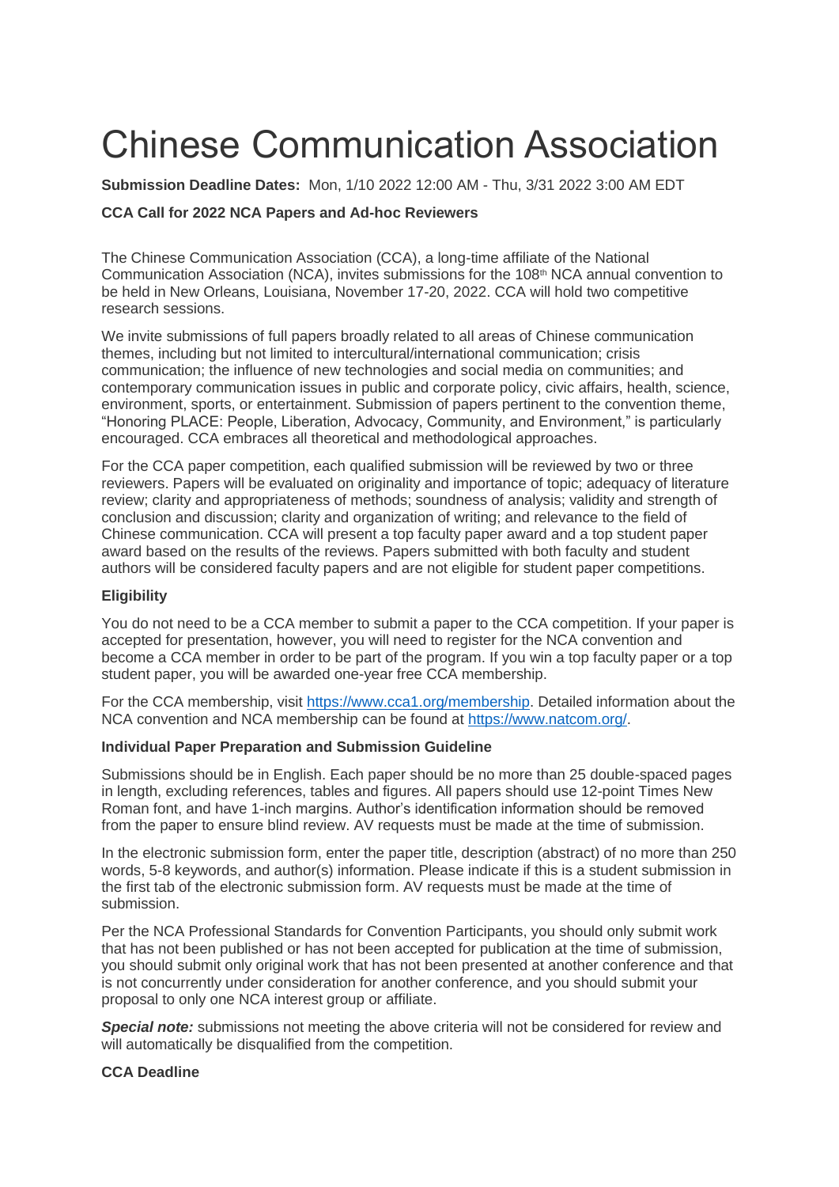# Chinese Communication Association

**Submission Deadline Dates:** Mon, 1/10 2022 12:00 AM - Thu, 3/31 2022 3:00 AM EDT

**CCA Call for 2022 NCA Papers and Ad-hoc Reviewers**

The Chinese Communication Association (CCA), a long-time affiliate of the National Communication Association (NCA), invites submissions for the 108th NCA annual convention to be held in New Orleans, Louisiana, November 17-20, 2022. CCA will hold two competitive research sessions.

We invite submissions of full papers broadly related to all areas of Chinese communication themes, including but not limited to intercultural/international communication; crisis communication; the influence of new technologies and social media on communities; and contemporary communication issues in public and corporate policy, civic affairs, health, science, environment, sports, or entertainment. Submission of papers pertinent to the convention theme, "Honoring PLACE: People, Liberation, Advocacy, Community, and Environment," is particularly encouraged. CCA embraces all theoretical and methodological approaches.

For the CCA paper competition, each qualified submission will be reviewed by two or three reviewers. Papers will be evaluated on originality and importance of topic; adequacy of literature review; clarity and appropriateness of methods; soundness of analysis; validity and strength of conclusion and discussion; clarity and organization of writing; and relevance to the field of Chinese communication. CCA will present a top faculty paper award and a top student paper award based on the results of the reviews. Papers submitted with both faculty and student authors will be considered faculty papers and are not eligible for student paper competitions.

**Eligibility**

You do not need to be a CCA member to submit a paper to the CCA competition. If your paper is accepted for presentation, however, you will need to register for the NCA convention and become a CCA member in order to be part of the program. If you win a top faculty paper or a top student paper, you will be awarded one-year free CCA membership.

For the CCA membership, visit https://www.cca1.org/membership. Detailed information about the NCA convention and NCA membership can be found at https://www.natcom.org/.

**Individual Paper Preparation and Submission Guideline**

Submissions should be in English. Each paper should be no more than 25 double-spaced pages in length, excluding references, tables and figures. All papers should use 12-point Times New Roman font, and have 1-inch margins. Author's identification information should be removed from the paper to ensure blind review. AV requests must be made at the time of submission.

In the electronic submission form, enter the paper title, description (abstract) of no more than 250 words, 5-8 keywords, and author(s) information. Please indicate if this is a student submission in the first tab of the electronic submission form. AV requests must be made at the time of submission.

Per the NCA Professional Standards for Convention Participants, you should only submit work that has not been published or has not been accepted for publication at the time of submission, you should submit only original work that has not been presented at another conference and that is not concurrently under consideration for another conference, and you should submit your proposal to only one NCA interest group or affiliate.

***Special note:*** submissions not meeting the above criteria will not be considered for review and will automatically be disqualified from the competition.

**CCA Deadline**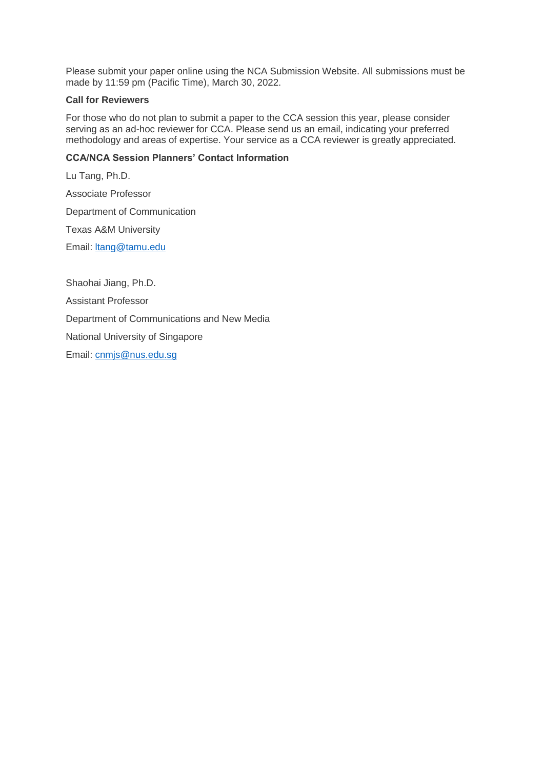Please submit your paper online using the NCA Submission Website. All submissions must be made by 11:59 pm (Pacific Time), March 30, 2022.

**Call for Reviewers**

For those who do not plan to submit a paper to the CCA session this year, please consider serving as an ad-hoc reviewer for CCA. Please send us an email, indicating your preferred methodology and areas of expertise. Your service as a CCA reviewer is greatly appreciated.

**CCA/NCA Session Planners' Contact Information**

Lu Tang, Ph.D.

Associate Professor

Department of Communication

Texas A&M University

Email: ltang@tamu.edu

Shaohai Jiang, Ph.D.

Assistant Professor

Department of Communications and New Media

National University of Singapore

Email: cnmjs@nus.edu.sg